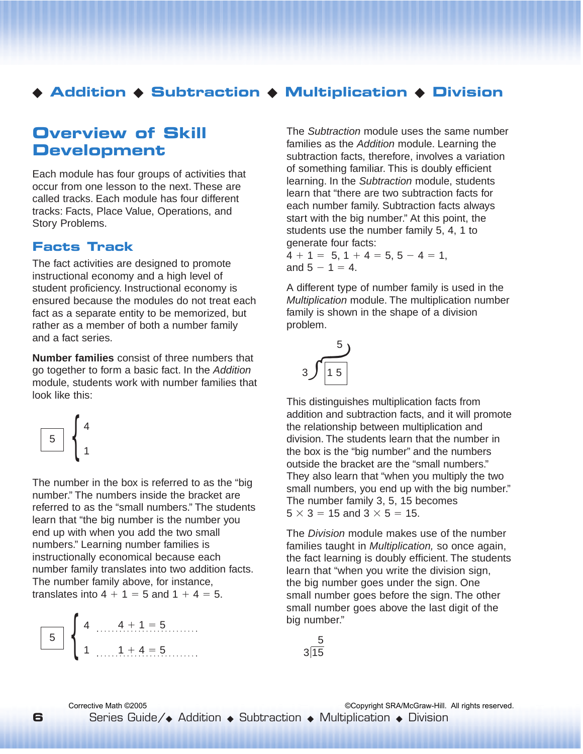◆ Addition ◆ Subtraction ◆ Multiplication ◆ Division

# Overview of Skill Development

Each module has four groups of activities that occur from one lesson to the next. These are called tracks. Each module has four different tracks: Facts, Place Value, Operations, and Story Problems.

## Facts Track

The fact activities are designed to promote instructional economy and a high level of student proficiency. Instructional economy is ensured because the modules do not treat each fact as a separate entity to be memorized, but rather as a member of both a number family and a fact series.

**Number families** consist of three numbers that go together to form a basic fact. In the *Addition* module, students work with number families that look like this:

$$\boxed{5}\ \begin{cases} 4 \\ 1 \end{cases}$$

The number in the box is referred to as the "big number." The numbers inside the bracket are referred to as the "small numbers." The students learn that "the big number is the number you end up with when you add the two small numbers." Learning number families is instructionally economical because each number family translates into two addition facts. The number family above, for instance, translates into $4 + 1 = 5$ and $1 + 4 = 5$.

$$\boxed{5}\ \begin{cases} 4 \;\ldots\ldots\; 4 + 1 = 5 \\ 1 \;\ldots\ldots\; 1 + 4 = 5 \end{cases}$$

The *Subtraction* module uses the same number families as the *Addition* module. Learning the subtraction facts, therefore, involves a variation of something familiar. This is doubly efficient learning. In the *Subtraction* module, students learn that "there are two subtraction facts for each number family. Subtraction facts always start with the big number." At this point, the students use the number family 5, 4, 1 to generate four facts:
$4 + 1 = 5$, $1 + 4 = 5$, $5 - 4 = 1$, and $5 - 1 = 4$.

A different type of number family is used in the *Multiplication* module. The multiplication number family is shown in the shape of a division problem.

$$3\,\overline{)\boxed{15}}^{\;5}$$

This distinguishes multiplication facts from addition and subtraction facts, and it will promote the relationship between multiplication and division. The students learn that the number in the box is the "big number" and the numbers outside the bracket are the "small numbers." They also learn that "when you multiply the two small numbers, you end up with the big number." The number family 3, 5, 15 becomes $5 \times 3 = 15$ and $3 \times 5 = 15$.

The *Division* module makes use of the number families taught in *Multiplication,* so once again, the fact learning is doubly efficient. The students learn that "when you write the division sign, the big number goes under the sign. One small number goes before the sign. The other small number goes above the last digit of the big number."

$$\begin{array}{r} 5 \\ 3\overline{)15} \end{array}$$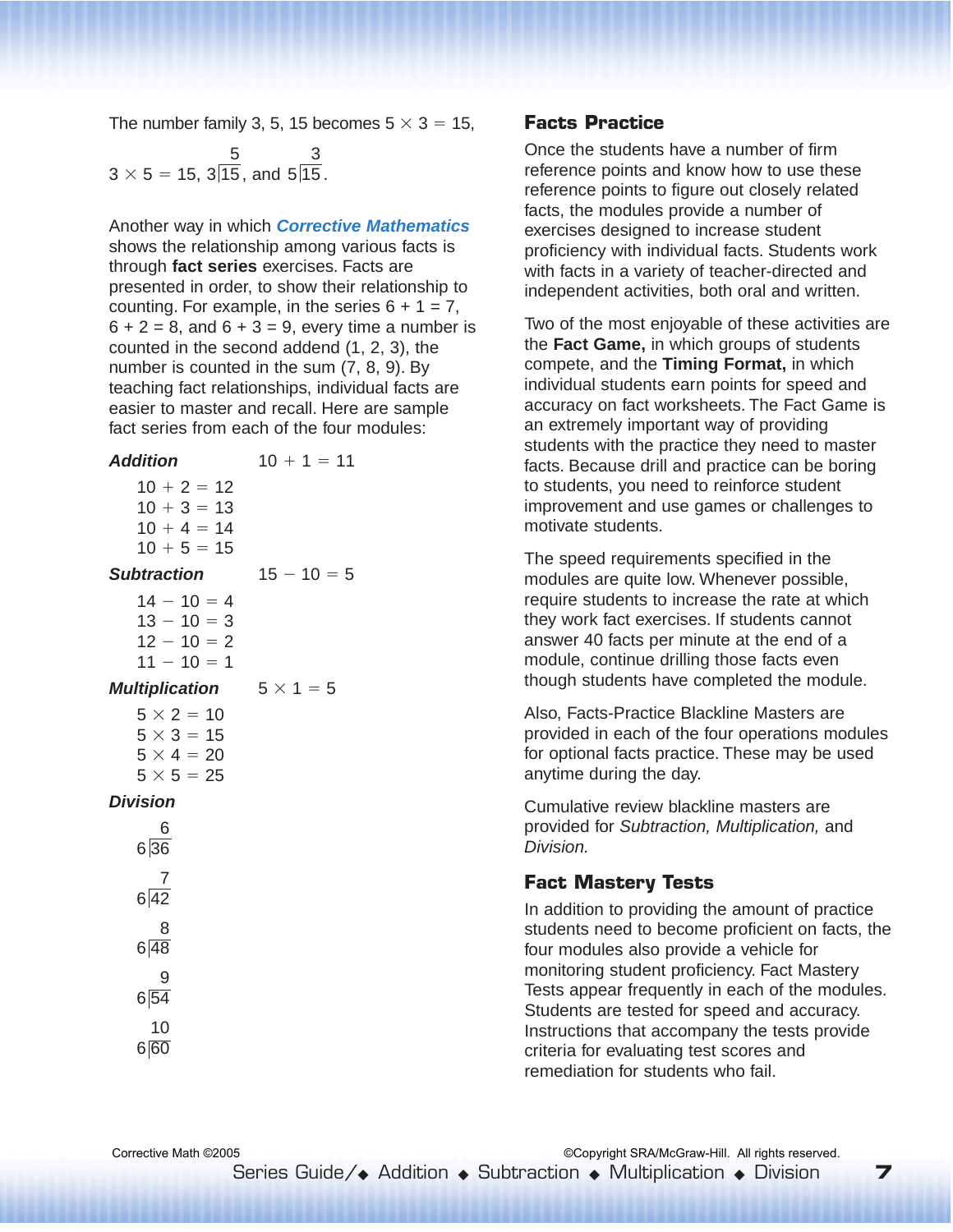The number family 3, 5, 15 becomes $5 \times 3 = 15$, $3 \times 5 = 15$, $3\overline{)15}^{\,5}$, and $5\overline{)15}^{\,3}$.

Another way in which ***Corrective Mathematics*** shows the relationship among various facts is through **fact series** exercises. Facts are presented in order, to show their relationship to counting. For example, in the series 6 + 1 = 7, 6 + 2 = 8, and 6 + 3 = 9, every time a number is counted in the second addend (1, 2, 3), the number is counted in the sum (7, 8, 9). By teaching fact relationships, individual facts are easier to master and recall. Here are sample fact series from each of the four modules:

***Addition***

$10 + 1 = 11$
$10 + 2 = 12$
$10 + 3 = 13$
$10 + 4 = 14$
$10 + 5 = 15$

***Subtraction***

$15 - 10 = 5$
$14 - 10 = 4$
$13 - 10 = 3$
$12 - 10 = 2$
$11 - 10 = 1$

***Multiplication***

$5 \times 1 = 5$
$5 \times 2 = 10$
$5 \times 3 = 15$
$5 \times 4 = 20$
$5 \times 5 = 25$

***Division***

$6\overline{)36}$ = 6
$6\overline{)42}$ = 7
$6\overline{)48}$ = 8
$6\overline{)54}$ = 9
$6\overline{)60}$ = 10

## Facts Practice

Once the students have a number of firm reference points and know how to use these reference points to figure out closely related facts, the modules provide a number of exercises designed to increase student proficiency with individual facts. Students work with facts in a variety of teacher-directed and independent activities, both oral and written.

Two of the most enjoyable of these activities are the **Fact Game,** in which groups of students compete, and the **Timing Format,** in which individual students earn points for speed and accuracy on fact worksheets. The Fact Game is an extremely important way of providing students with the practice they need to master facts. Because drill and practice can be boring to students, you need to reinforce student improvement and use games or challenges to motivate students.

The speed requirements specified in the modules are quite low. Whenever possible, require students to increase the rate at which they work fact exercises. If students cannot answer 40 facts per minute at the end of a module, continue drilling those facts even though students have completed the module.

Also, Facts-Practice Blackline Masters are provided in each of the four operations modules for optional facts practice. These may be used anytime during the day.

Cumulative review blackline masters are provided for *Subtraction, Multiplication,* and *Division.*

## Fact Mastery Tests

In addition to providing the amount of practice students need to become proficient on facts, the four modules also provide a vehicle for monitoring student proficiency. Fact Mastery Tests appear frequently in each of the modules. Students are tested for speed and accuracy. Instructions that accompany the tests provide criteria for evaluating test scores and remediation for students who fail.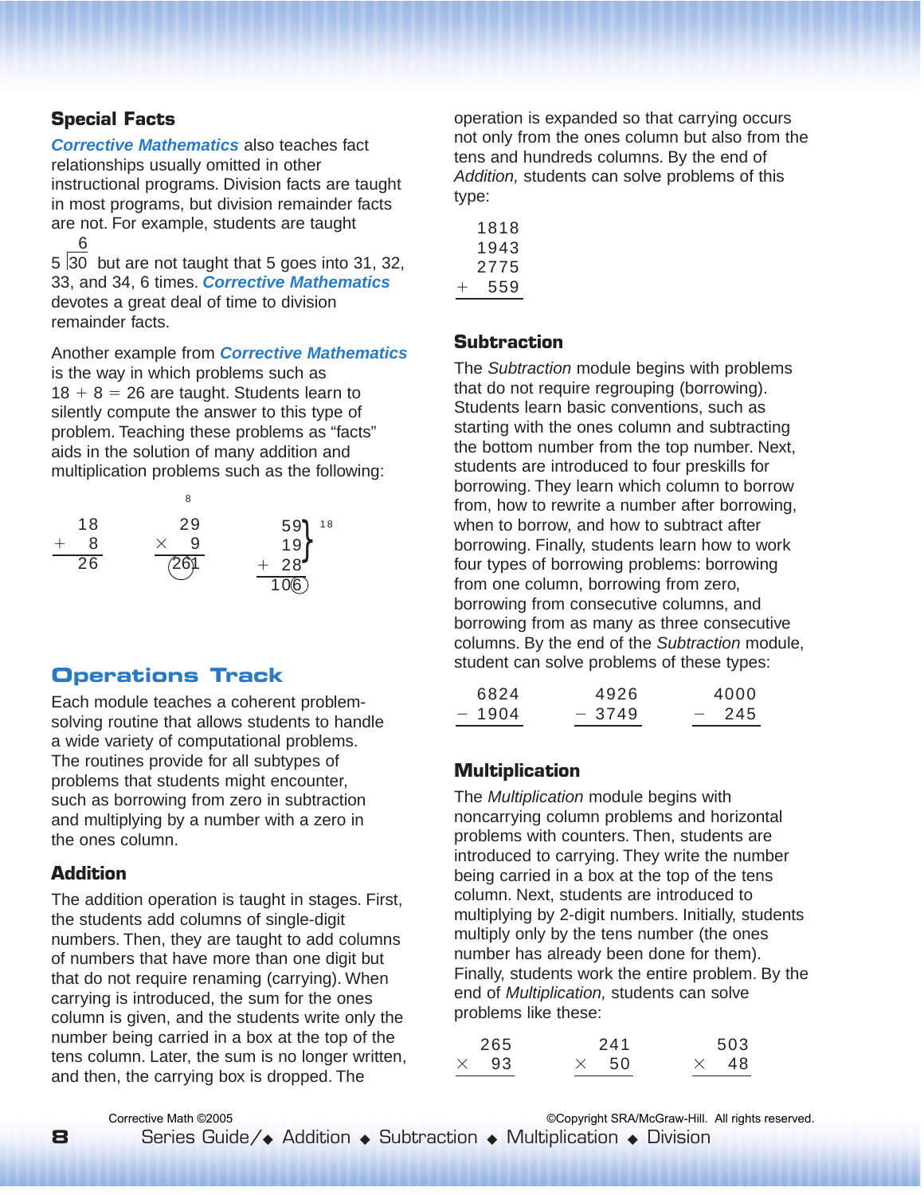## Special Facts

***Corrective Mathematics*** also teaches fact relationships usually omitted in other instructional programs. Division facts are taught in most programs, but division remainder facts are not. For example, students are taught

$$5\overline{)30}^{\;6}$$

but are not taught that 5 goes into 31, 32, 33, and 34, 6 times. ***Corrective Mathematics*** devotes a great deal of time to division remainder facts.

Another example from ***Corrective Mathematics*** is the way in which problems such as $18 + 8 = 26$ are taught. Students learn to silently compute the answer to this type of problem. Teaching these problems as "facts" aids in the solution of many addition and multiplication problems such as the following:

$$\begin{array}{r} 18 \\ +\ \ 8 \\ \hline 26 \end{array} \qquad \begin{array}{r} {\scriptstyle 8} \\ 29 \\ \times\ \ 9 \\ \hline 261 \end{array} \qquad \begin{array}{r} 59 \\ 19 \\ +\ 28 \\ \hline 106 \end{array}\ \} {\scriptstyle 18}$$

## Operations Track

Each module teaches a coherent problem-solving routine that allows students to handle a wide variety of computational problems. The routines provide for all subtypes of problems that students might encounter, such as borrowing from zero in subtraction and multiplying by a number with a zero in the ones column.

### Addition

The addition operation is taught in stages. First, the students add columns of single-digit numbers. Then, they are taught to add columns of numbers that have more than one digit but that do not require renaming (carrying). When carrying is introduced, the sum for the ones column is given, and the students write only the number being carried in a box at the top of the tens column. Later, the sum is no longer written, and then, the carrying box is dropped. The operation is expanded so that carrying occurs not only from the ones column but also from the tens and hundreds columns. By the end of *Addition,* students can solve problems of this type:

$$\begin{array}{r} 1818 \\ 1943 \\ 2775 \\ +\ \ 559 \\ \hline \end{array}$$

### Subtraction

The *Subtraction* module begins with problems that do not require regrouping (borrowing). Students learn basic conventions, such as starting with the ones column and subtracting the bottom number from the top number. Next, students are introduced to four preskills for borrowing. They learn which column to borrow from, how to rewrite a number after borrowing, when to borrow, and how to subtract after borrowing. Finally, students learn how to work four types of borrowing problems: borrowing from one column, borrowing from zero, borrowing from consecutive columns, and borrowing from as many as three consecutive columns. By the end of the *Subtraction* module, student can solve problems of these types:

$$\begin{array}{r} 6824 \\ -\ 1904 \\ \hline \end{array} \qquad \begin{array}{r} 4926 \\ -\ 3749 \\ \hline \end{array} \qquad \begin{array}{r} 4000 \\ -\ \ 245 \\ \hline \end{array}$$

### Multiplication

The *Multiplication* module begins with noncarrying column problems and horizontal problems with counters. Then, students are introduced to carrying. They write the number being carried in a box at the top of the tens column. Next, students are introduced to multiplying by 2-digit numbers. Initially, students multiply only by the tens number (the ones number has already been done for them). Finally, students work the entire problem. By the end of *Multiplication,* students can solve problems like these:

$$\begin{array}{r} 265 \\ \times\ \ 93 \\ \hline \end{array} \qquad \begin{array}{r} 241 \\ \times\ \ 50 \\ \hline \end{array} \qquad \begin{array}{r} 503 \\ \times\ \ 48 \\ \hline \end{array}$$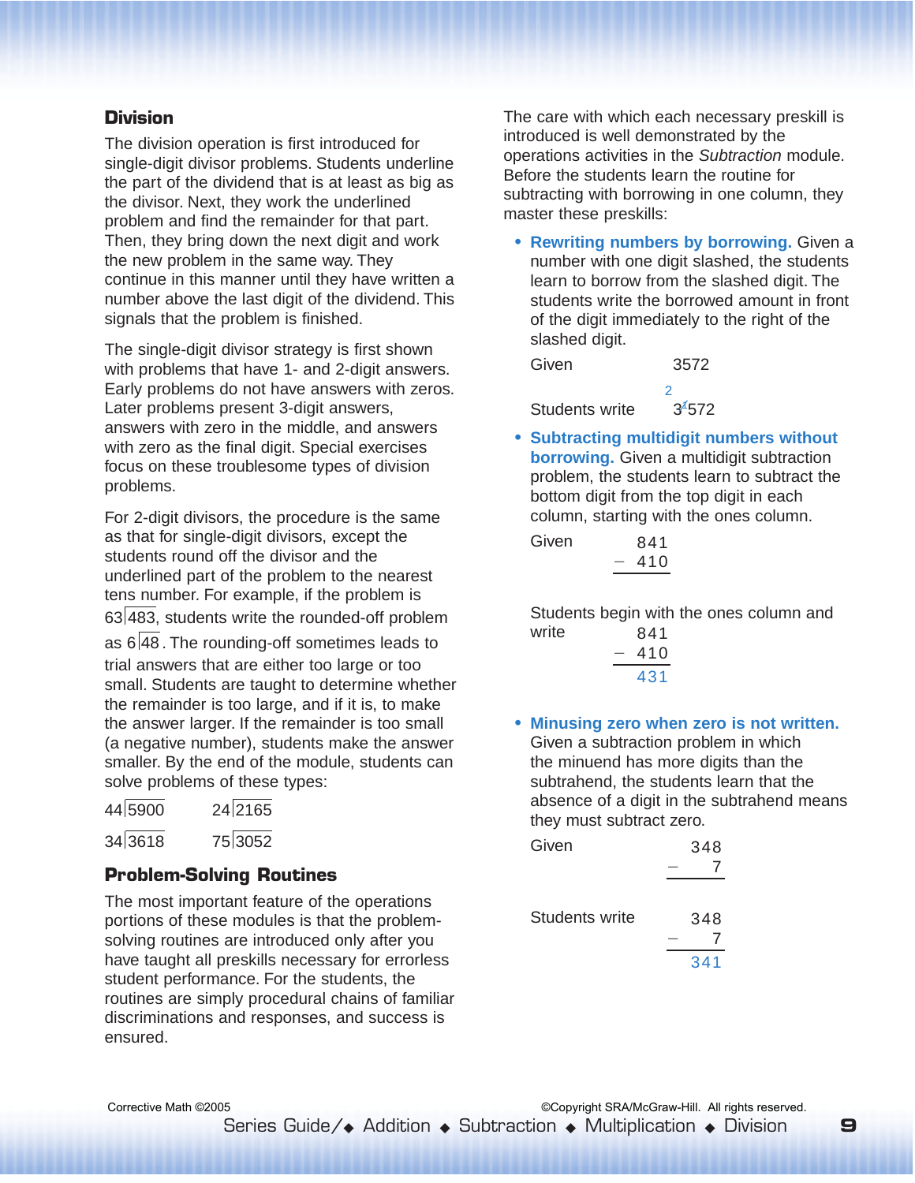## Division

The division operation is first introduced for single-digit divisor problems. Students underline the part of the dividend that is at least as big as the divisor. Next, they work the underlined problem and find the remainder for that part. Then, they bring down the next digit and work the new problem in the same way. They continue in this manner until they have written a number above the last digit of the dividend. This signals that the problem is finished.

The single-digit divisor strategy is first shown with problems that have 1- and 2-digit answers. Early problems do not have answers with zeros. Later problems present 3-digit answers, answers with zero in the middle, and answers with zero as the final digit. Special exercises focus on these troublesome types of division problems.

For 2-digit divisors, the procedure is the same as that for single-digit divisors, except the students round off the divisor and the underlined part of the problem to the nearest tens number. For example, if the problem is $63\overline{)483}$, students write the rounded-off problem as $6\overline{)48}$. The rounding-off sometimes leads to trial answers that are either too large or too small. Students are taught to determine whether the remainder is too large, and if it is, to make the answer larger. If the remainder is too small (a negative number), students make the answer smaller. By the end of the module, students can solve problems of these types:

$44\overline{)5900}$ $\quad$ $24\overline{)2165}$

$34\overline{)3618}$ $\quad$ $75\overline{)3052}$

## Problem-Solving Routines

The most important feature of the operations portions of these modules is that the problem-solving routines are introduced only after you have taught all preskills necessary for errorless student performance. For the students, the routines are simply procedural chains of familiar discriminations and responses, and success is ensured.

The care with which each necessary preskill is introduced is well demonstrated by the operations activities in the *Subtraction* module. Before the students learn the routine for subtracting with borrowing in one column, they master these preskills:

- **Rewriting numbers by borrowing.** Given a number with one digit slashed, the students learn to borrow from the slashed digit. The students write the borrowed amount in front of the digit immediately to the right of the slashed digit.

  Given 3572

  Students write $3\!\!\!/^{2}\,{}^{1}572$

- **Subtracting multidigit numbers without borrowing.** Given a multidigit subtraction problem, the students learn to subtract the bottom digit from the top digit in each column, starting with the ones column.

  Given
  $$\begin{array}{r} 841 \\ -\ 410 \\ \hline \end{array}$$

  Students begin with the ones column and write
  $$\begin{array}{r} 841 \\ -\ 410 \\ \hline 431 \end{array}$$

- **Minusing zero when zero is not written.** Given a subtraction problem in which the minuend has more digits than the subtrahend, the students learn that the absence of a digit in the subtrahend means they must subtract zero.

  Given
  $$\begin{array}{r} 348 \\ -\ \ \ 7 \\ \hline \end{array}$$

  Students write
  $$\begin{array}{r} 348 \\ -\ \ \ 7 \\ \hline 341 \end{array}$$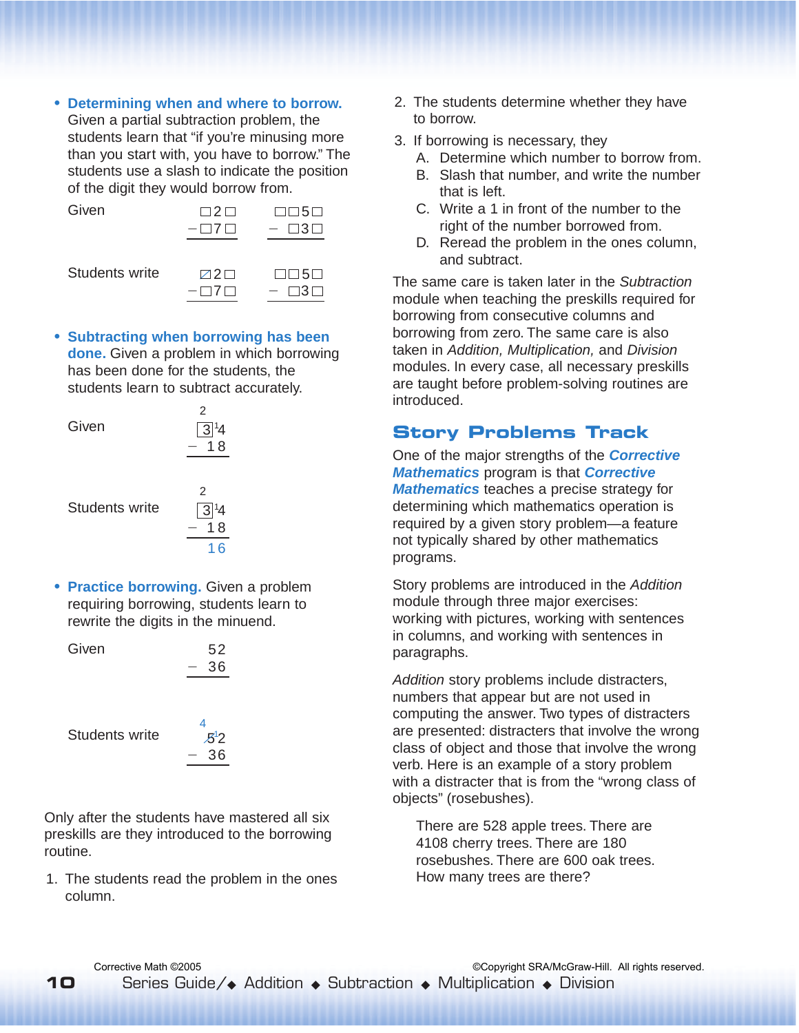- **Determining when and where to borrow.** Given a partial subtraction problem, the students learn that "if you're minusing more than you start with, you have to borrow." The students use a slash to indicate the position of the digit they would borrow from.

```
Given             □2□        □□5□
                 −□7□      −  □3□

Students write    ⧄2□        □□5□
                 −□7□      −  □3□
```

- **Subtracting when borrowing has been done.** Given a problem in which borrowing has been done for the students, the students learn to subtract accurately.

```
                   2
Given             3̸ ¹4
                 − 18

                   2
Students write    3̸ ¹4
                 − 18
                   16
```

- **Practice borrowing.** Given a problem requiring borrowing, students learn to rewrite the digits in the minuend.

```
Given              52
                 − 36

                   4
Students write    5̸ ¹2
                 − 36
```

Only after the students have mastered all six preskills are they introduced to the borrowing routine.

1. The students read the problem in the ones column.
2. The students determine whether they have to borrow.
3. If borrowing is necessary, they
   A. Determine which number to borrow from.
   B. Slash that number, and write the number that is left.
   C. Write a 1 in front of the number to the right of the number borrowed from.
   D. Reread the problem in the ones column, and subtract.

The same care is taken later in the *Subtraction* module when teaching the preskills required for borrowing from consecutive columns and borrowing from zero. The same care is also taken in *Addition, Multiplication,* and *Division* modules. In every case, all necessary preskills are taught before problem-solving routines are introduced.

## Story Problems Track

One of the major strengths of the ***Corrective Mathematics*** program is that ***Corrective Mathematics*** teaches a precise strategy for determining which mathematics operation is required by a given story problem—a feature not typically shared by other mathematics programs.

Story problems are introduced in the *Addition* module through three major exercises: working with pictures, working with sentences in columns, and working with sentences in paragraphs.

*Addition* story problems include distracters, numbers that appear but are not used in computing the answer. Two types of distracters are presented: distracters that involve the wrong class of object and those that involve the wrong verb. Here is an example of a story problem with a distracter that is from the "wrong class of objects" (rosebushes).

> There are 528 apple trees. There are 4108 cherry trees. There are 180 rosebushes. There are 600 oak trees. How many trees are there?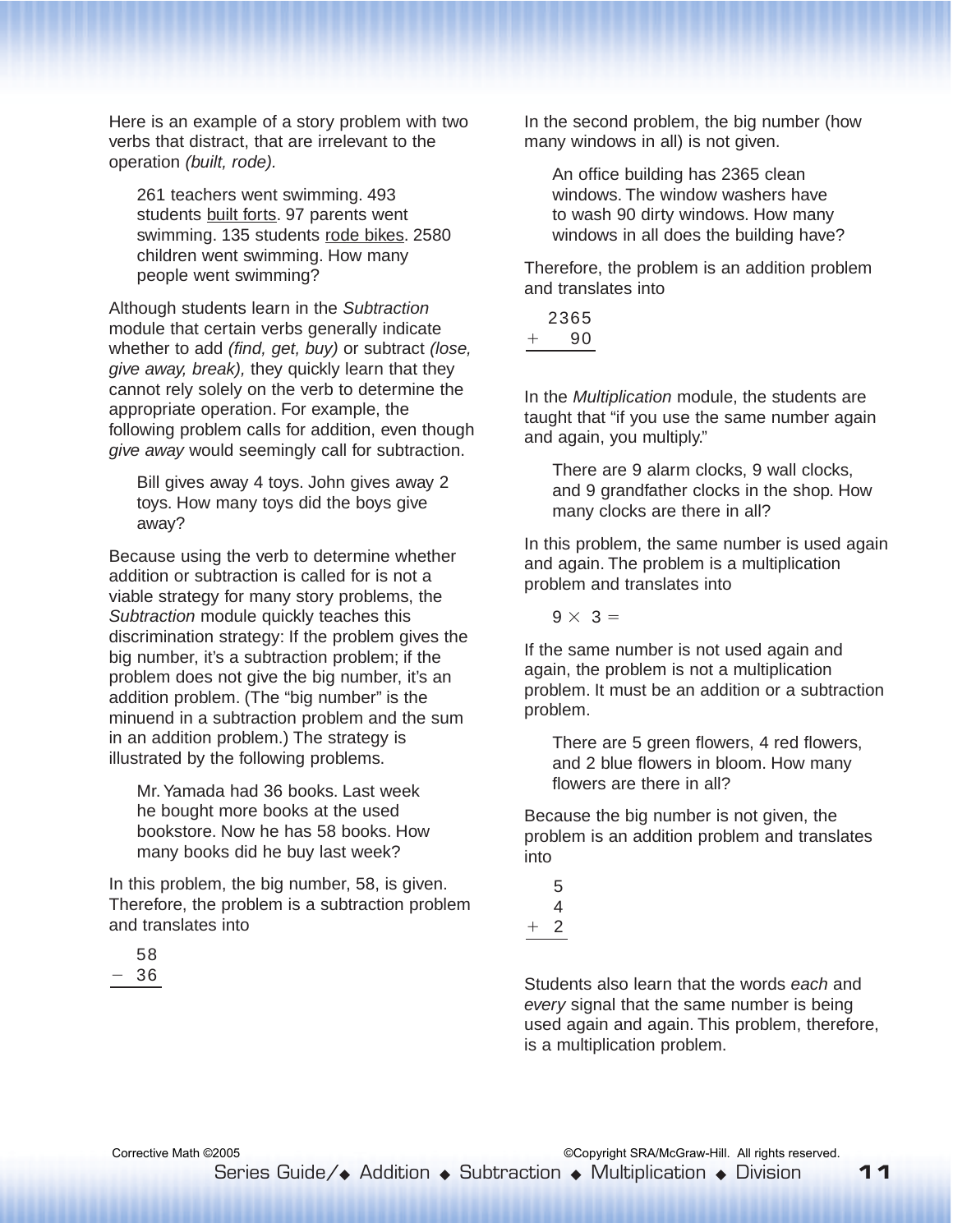Here is an example of a story problem with two verbs that distract, that are irrelevant to the operation *(built, rode)*.

> 261 teachers went swimming. 493 students <u>built forts</u>. 97 parents went swimming. 135 students <u>rode bikes</u>. 2580 children went swimming. How many people went swimming?

Although students learn in the *Subtraction* module that certain verbs generally indicate whether to add *(find, get, buy)* or subtract *(lose, give away, break),* they quickly learn that they cannot rely solely on the verb to determine the appropriate operation. For example, the following problem calls for addition, even though *give away* would seemingly call for subtraction.

> Bill gives away 4 toys. John gives away 2 toys. How many toys did the boys give away?

Because using the verb to determine whether addition or subtraction is called for is not a viable strategy for many story problems, the *Subtraction* module quickly teaches this discrimination strategy: If the problem gives the big number, it's a subtraction problem; if the problem does not give the big number, it's an addition problem. (The "big number" is the minuend in a subtraction problem and the sum in an addition problem.) The strategy is illustrated by the following problems.

> Mr. Yamada had 36 books. Last week he bought more books at the used bookstore. Now he has 58 books. How many books did he buy last week?

In this problem, the big number, 58, is given. Therefore, the problem is a subtraction problem and translates into

$$\begin{array}{r} 58 \\ -\ 36 \\ \hline \end{array}$$

In the second problem, the big number (how many windows in all) is not given.

> An office building has 2365 clean windows. The window washers have to wash 90 dirty windows. How many windows in all does the building have?

Therefore, the problem is an addition problem and translates into

$$\begin{array}{r} 2365 \\ +\ \ \ 90 \\ \hline \end{array}$$

In the *Multiplication* module, the students are taught that "if you use the same number again and again, you multiply."

> There are 9 alarm clocks, 9 wall clocks, and 9 grandfather clocks in the shop. How many clocks are there in all?

In this problem, the same number is used again and again. The problem is a multiplication problem and translates into

$$9 \times 3 =$$

If the same number is not used again and again, the problem is not a multiplication problem. It must be an addition or a subtraction problem.

> There are 5 green flowers, 4 red flowers, and 2 blue flowers in bloom. How many flowers are there in all?

Because the big number is not given, the problem is an addition problem and translates into

$$\begin{array}{r} 5 \\ 4 \\ +\ 2 \\ \hline \end{array}$$

Students also learn that the words *each* and *every* signal that the same number is being used again and again. This problem, therefore, is a multiplication problem.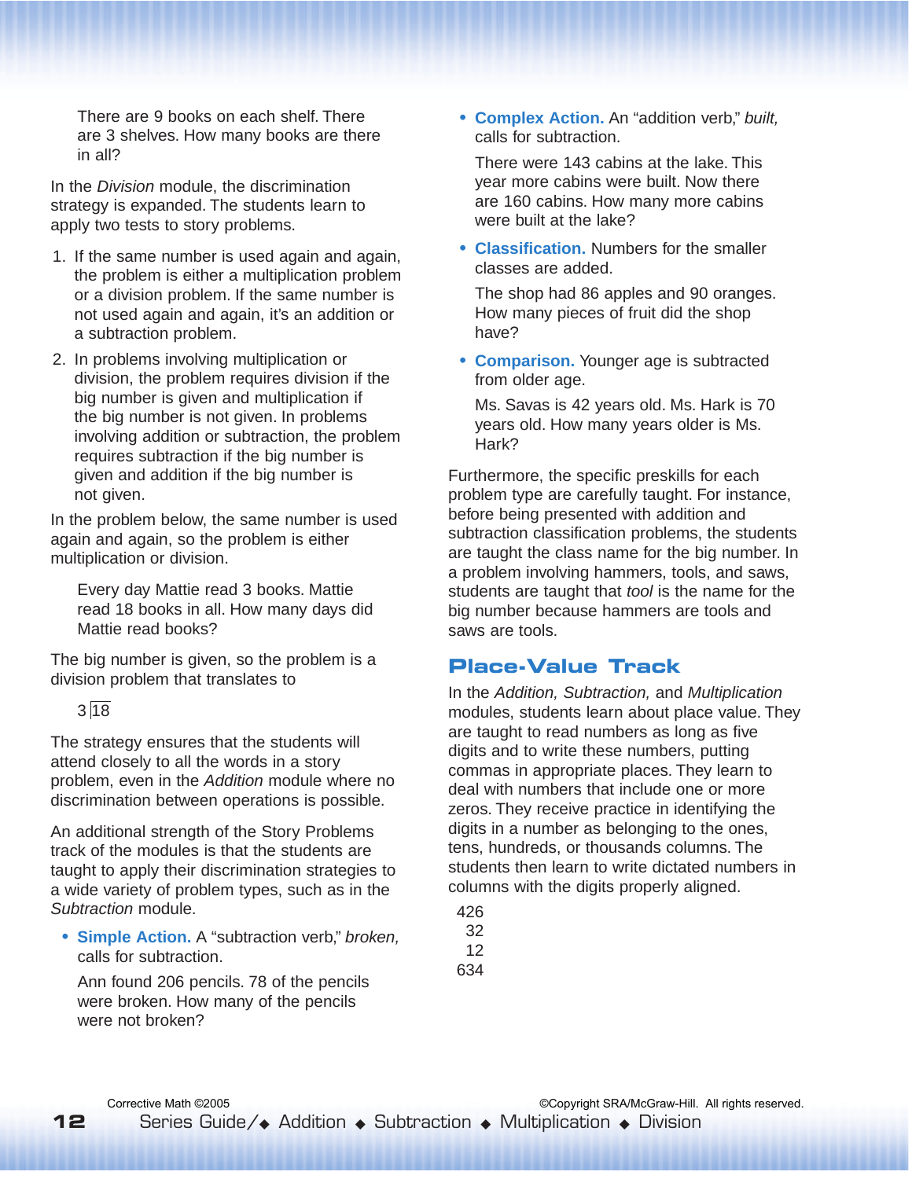There are 9 books on each shelf. There are 3 shelves. How many books are there in all?

In the *Division* module, the discrimination strategy is expanded. The students learn to apply two tests to story problems.

1. If the same number is used again and again, the problem is either a multiplication problem or a division problem. If the same number is not used again and again, it's an addition or a subtraction problem.
2. In problems involving multiplication or division, the problem requires division if the big number is given and multiplication if the big number is not given. In problems involving addition or subtraction, the problem requires subtraction if the big number is given and addition if the big number is not given.

In the problem below, the same number is used again and again, so the problem is either multiplication or division.

Every day Mattie read 3 books. Mattie read 18 books in all. How many days did Mattie read books?

The big number is given, so the problem is a division problem that translates to

$3\overline{)18}$

The strategy ensures that the students will attend closely to all the words in a story problem, even in the *Addition* module where no discrimination between operations is possible.

An additional strength of the Story Problems track of the modules is that the students are taught to apply their discrimination strategies to a wide variety of problem types, such as in the *Subtraction* module.

- **Simple Action.** A "subtraction verb," *broken,* calls for subtraction.

  Ann found 206 pencils. 78 of the pencils were broken. How many of the pencils were not broken?

- **Complex Action.** An "addition verb," *built,* calls for subtraction.

  There were 143 cabins at the lake. This year more cabins were built. Now there are 160 cabins. How many more cabins were built at the lake?

- **Classification.** Numbers for the smaller classes are added.

  The shop had 86 apples and 90 oranges. How many pieces of fruit did the shop have?

- **Comparison.** Younger age is subtracted from older age.

  Ms. Savas is 42 years old. Ms. Hark is 70 years old. How many years older is Ms. Hark?

Furthermore, the specific preskills for each problem type are carefully taught. For instance, before being presented with addition and subtraction classification problems, the students are taught the class name for the big number. In a problem involving hammers, tools, and saws, students are taught that *tool* is the name for the big number because hammers are tools and saws are tools.

## Place-Value Track

In the *Addition, Subtraction,* and *Multiplication* modules, students learn about place value. They are taught to read numbers as long as five digits and to write these numbers, putting commas in appropriate places. They learn to deal with numbers that include one or more zeros. They receive practice in identifying the digits in a number as belonging to the ones, tens, hundreds, or thousands columns. The students then learn to write dictated numbers in columns with the digits properly aligned.

```
426
 32
 12
634
```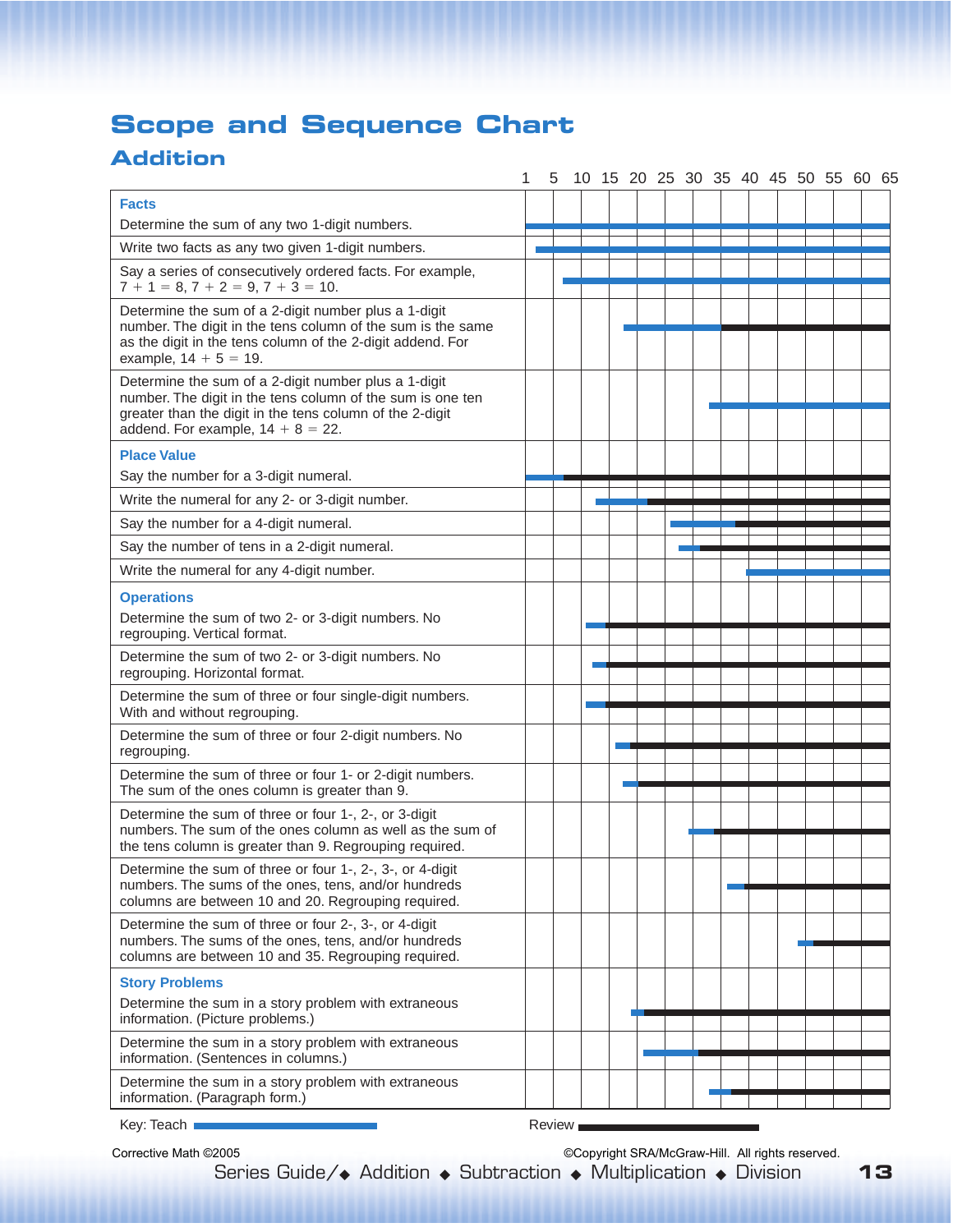# Scope and Sequence Chart

## Addition

| | Teach (lessons) | Review (lessons) |
|---|---|---|
| **Facts** | | |
| Determine the sum of any two 1-digit numbers. | 1–65 | |
| Write two facts as any two given 1-digit numbers. | 3–65 | |
| Say a series of consecutively ordered facts. For example, 7 + 1 = 8, 7 + 2 = 9, 7 + 3 = 10. | 8–65 | |
| Determine the sum of a 2-digit number plus a 1-digit number. The digit in the tens column of the sum is the same as the digit in the tens column of the 2-digit addend. For example, 14 + 5 = 19. | 18–35 | 35–65 |
| Determine the sum of a 2-digit number plus a 1-digit number. The digit in the tens column of the sum is one ten greater than the digit in the tens column of the 2-digit addend. For example, 14 + 8 = 22. | 33–65 | |
| **Place Value** | | |
| Say the number for a 3-digit numeral. | 1–7 | 7–65 |
| Write the numeral for any 2- or 3-digit number. | 13–22 | 22–65 |
| Say the number for a 4-digit numeral. | 27–38 | 38–65 |
| Say the number of tens in a 2-digit numeral. | 28–32 | 32–65 |
| Write the numeral for any 4-digit number. | 40–65 | |
| **Operations** | | |
| Determine the sum of two 2- or 3-digit numbers. No regrouping. Vertical format. | 11–15 | 15–65 |
| Determine the sum of two 2- or 3-digit numbers. No regrouping. Horizontal format. | 12–15 | 15–65 |
| Determine the sum of three or four single-digit numbers. With and without regrouping. | 11–15 | 15–65 |
| Determine the sum of three or four 2-digit numbers. No regrouping. | 16–19 | 19–65 |
| Determine the sum of three or four 1- or 2-digit numbers. The sum of the ones column is greater than 9. | 18–21 | 21–65 |
| Determine the sum of three or four 1-, 2-, or 3-digit numbers. The sum of the ones column as well as the sum of the tens column is greater than 9. Regrouping required. | 30–34 | 34–65 |
| Determine the sum of three or four 1-, 2-, 3-, or 4-digit numbers. The sums of the ones, tens, and/or hundreds columns are between 10 and 20. Regrouping required. | 37–40 | 40–65 |
| Determine the sum of three or four 2-, 3-, or 4-digit numbers. The sums of the ones, tens, and/or hundreds columns are between 10 and 35. Regrouping required. | 50–52 | 52–65 |
| **Story Problems** | | |
| Determine the sum in a story problem with extraneous information. (Picture problems.) | 20–22 | 22–65 |
| Determine the sum in a story problem with extraneous information. (Sentences in columns.) | 22–31 | 31–65 |
| Determine the sum in a story problem with extraneous information. (Paragraph form.) | 33–37 | 37–65 |

Key: Teach (blue bar) — Review (black bar)

Corrective Math ©2005 ©Copyright SRA/McGraw-Hill. All rights reserved.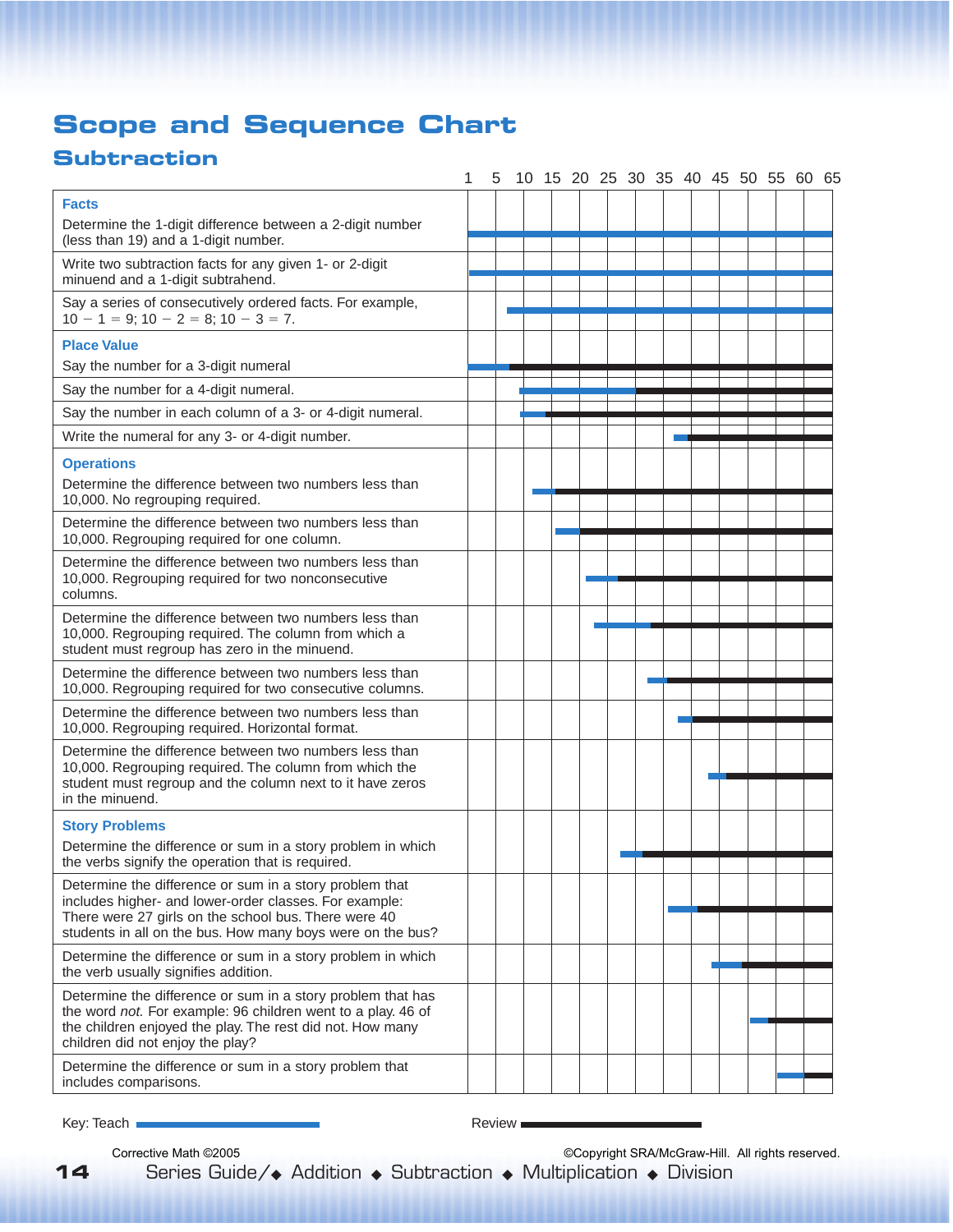# Scope and Sequence Chart

## Subtraction

| | Teach (lessons) | Review (lessons) |
|---|---|---|
| **Facts** | | |
| Determine the 1-digit difference between a 2-digit number (less than 19) and a 1-digit number. | 1–65 | |
| Write two subtraction facts for any given 1- or 2-digit minuend and a 1-digit subtrahend. | 1–65 | |
| Say a series of consecutively ordered facts. For example, $10 - 1 = 9$; $10 - 2 = 8$; $10 - 3 = 7$. | 8–65 | |
| **Place Value** | | |
| Say the number for a 3-digit numeral | 1–8 | 8–65 |
| Say the number for a 4-digit numeral. | 10–30 | 30–65 |
| Say the number in each column of a 3- or 4-digit numeral. | 10–14 | 14–65 |
| Write the numeral for any 3- or 4-digit number. | 38–40 | 40–65 |
| **Operations** | | |
| Determine the difference between two numbers less than 10,000. No regrouping required. | 12–16 | 16–65 |
| Determine the difference between two numbers less than 10,000. Regrouping required for one column. | 16–20 | 20–65 |
| Determine the difference between two numbers less than 10,000. Regrouping required for two nonconsecutive columns. | 21–27 | 27–65 |
| Determine the difference between two numbers less than 10,000. Regrouping required. The column from which a student must regroup has zero in the minuend. | 23–33 | 33–65 |
| Determine the difference between two numbers less than 10,000. Regrouping required for two consecutive columns. | 32–36 | 36–65 |
| Determine the difference between two numbers less than 10,000. Regrouping required. Horizontal format. | 38–40 | 40–65 |
| Determine the difference between two numbers less than 10,000. Regrouping required. The column from which the student must regroup and the column next to it have zeros in the minuend. | 43–47 | 47–65 |
| **Story Problems** | | |
| Determine the difference or sum in a story problem in which the verbs signify the operation that is required. | 28–32 | 32–65 |
| Determine the difference or sum in a story problem that includes higher- and lower-order classes. For example: There were 27 girls on the school bus. There were 40 students in all on the bus. How many boys were on the bus? | 37–42 | 42–65 |
| Determine the difference or sum in a story problem in which the verb usually signifies addition. | 44–49 | 49–65 |
| Determine the difference or sum in a story problem that has the word *not.* For example: 96 children went to a play. 46 of the children enjoyed the play. The rest did not. How many children did not enjoy the play? | 51–54 | 54–65 |
| Determine the difference or sum in a story problem that includes comparisons. | 56–60 | 60–65 |

Key: Teach ▬ (blue) Review ▬ (black)

Corrective Math ©2005

©Copyright SRA/McGraw-Hill. All rights reserved.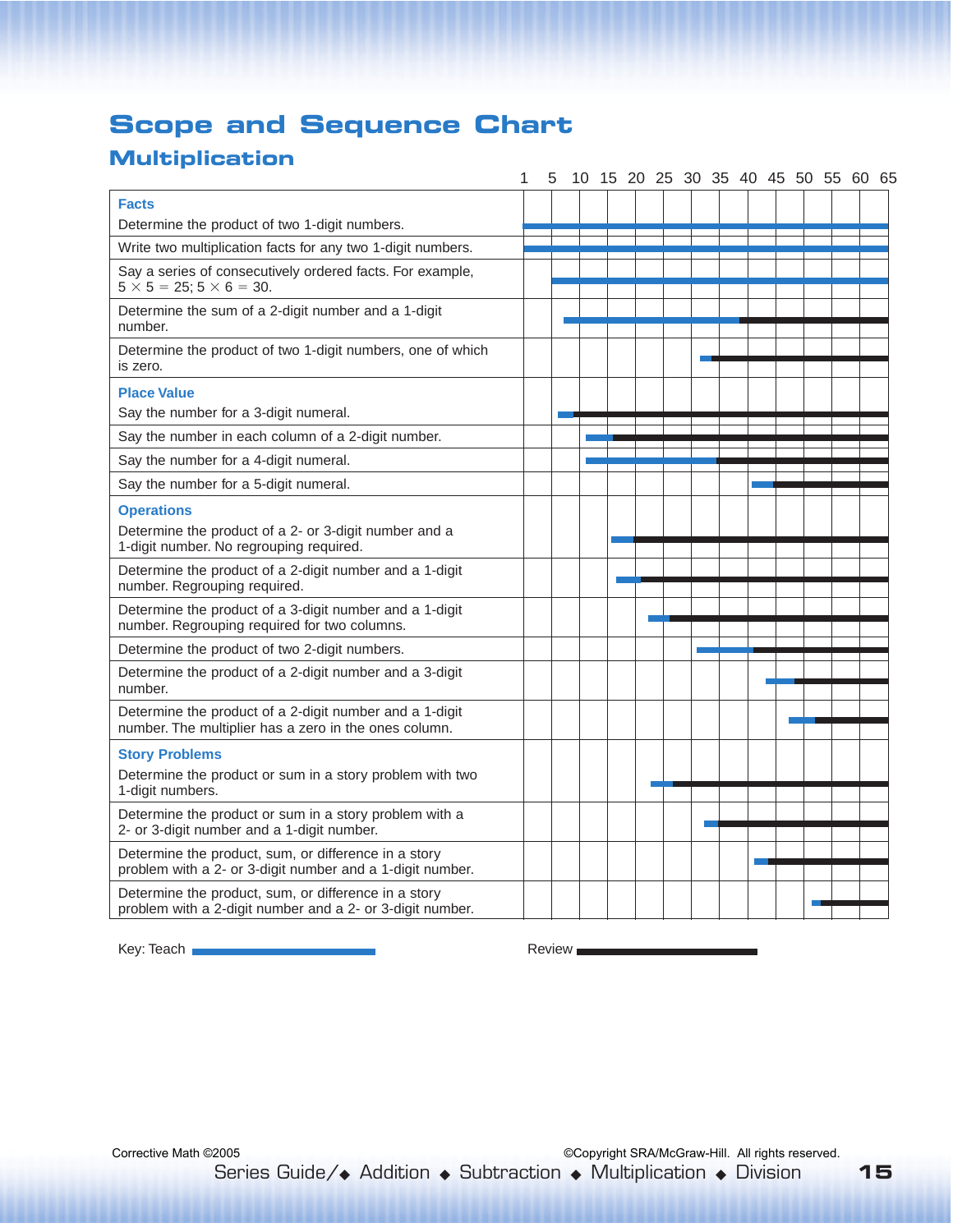# Scope and Sequence Chart

## Multiplication

| Skill | Teach (lessons) | Review (lessons) |
|---|---|---|
| **Facts** | | |
| Determine the product of two 1-digit numbers. | 1–65 | |
| Write two multiplication facts for any two 1-digit numbers. | 1–65 | |
| Say a series of consecutively ordered facts. For example, $5 \times 5 = 25$; $5 \times 6 = 30$. | 6–65 | |
| Determine the sum of a 2-digit number and a 1-digit number. | 8–39 | 40–65 |
| Determine the product of two 1-digit numbers, one of which is zero. | 32–33 | 34–65 |
| **Place Value** | | |
| Say the number for a 3-digit numeral. | 7–9 | 10–65 |
| Say the number in each column of a 2-digit number. | 11–15 | 16–65 |
| Say the number for a 4-digit numeral. | 11–34 | 35–65 |
| Say the number for a 5-digit numeral. | 41–44 | 45–65 |
| **Operations** | | |
| Determine the product of a 2- or 3-digit number and a 1-digit number. No regrouping required. | 16–19 | 20–65 |
| Determine the product of a 2-digit number and a 1-digit number. Regrouping required. | 17–21 | 22–65 |
| Determine the product of a 3-digit number and a 1-digit number. Regrouping required for two columns. | 23–26 | 27–65 |
| Determine the product of two 2-digit numbers. | 31–41 | 42–65 |
| Determine the product of a 2-digit number and a 3-digit number. | 43–48 | 49–65 |
| Determine the product of a 2-digit number and a 1-digit number. The multiplier has a zero in the ones column. | 48–52 | 53–65 |
| **Story Problems** | | |
| Determine the product or sum in a story problem with two 1-digit numbers. | 24–27 | 28–65 |
| Determine the product or sum in a story problem with a 2- or 3-digit number and a 1-digit number. | 33–35 | 36–65 |
| Determine the product, sum, or difference in a story problem with a 2- or 3-digit number and a 1-digit number. | 42–44 | 45–65 |
| Determine the product, sum, or difference in a story problem with a 2-digit number and a 2- or 3-digit number. | 53–54 | 55–65 |

Key: Teach (blue bar) Review (black bar)

Corrective Math ©2005

©Copyright SRA/McGraw-Hill. All rights reserved.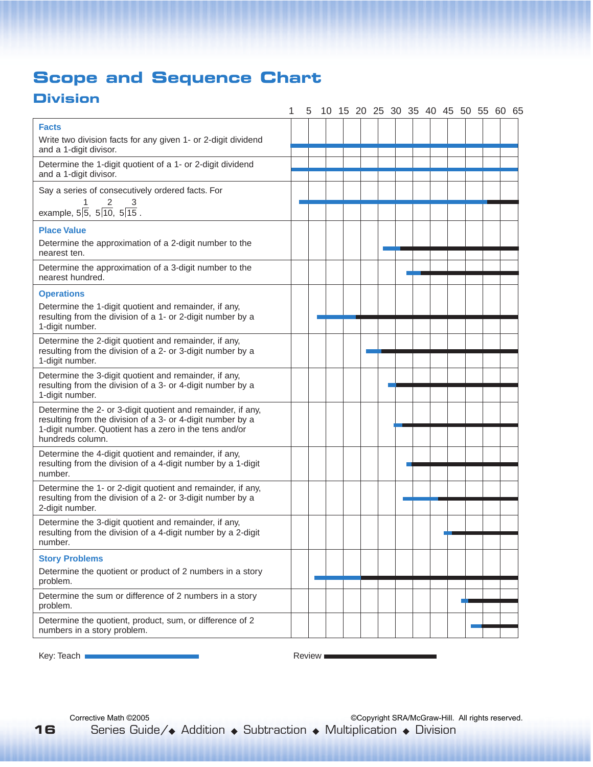# Scope and Sequence Chart

## Division

1 5 10 15 20 25 30 35 40 45 50 55 60 65

**Facts**

Write two division facts for any given 1- or 2-digit dividend and a 1-digit divisor.

Determine the 1-digit quotient of a 1- or 2-digit dividend and a 1-digit divisor.

Say a series of consecutively ordered facts. For example, $5\overline{)5}$ = 1, $5\overline{)10}$ = 2, $5\overline{)15}$ = 3.

**Place Value**

Determine the approximation of a 2-digit number to the nearest ten.

Determine the approximation of a 3-digit number to the nearest hundred.

**Operations**

Determine the 1-digit quotient and remainder, if any, resulting from the division of a 1- or 2-digit number by a 1-digit number.

Determine the 2-digit quotient and remainder, if any, resulting from the division of a 2- or 3-digit number by a 1-digit number.

Determine the 3-digit quotient and remainder, if any, resulting from the division of a 3- or 4-digit number by a 1-digit number.

Determine the 2- or 3-digit quotient and remainder, if any, resulting from the division of a 3- or 4-digit number by a 1-digit number. Quotient has a zero in the tens and/or hundreds column.

Determine the 4-digit quotient and remainder, if any, resulting from the division of a 4-digit number by a 1-digit number.

Determine the 1- or 2-digit quotient and remainder, if any, resulting from the division of a 2- or 3-digit number by a 2-digit number.

Determine the 3-digit quotient and remainder, if any, resulting from the division of a 4-digit number by a 2-digit number.

**Story Problems**

Determine the quotient or product of 2 numbers in a story problem.

Determine the sum or difference of 2 numbers in a story problem.

Determine the quotient, product, sum, or difference of 2 numbers in a story problem.

Key: Teach

Review

Corrective Math ©2005

©Copyright SRA/McGraw-Hill. All rights reserved.